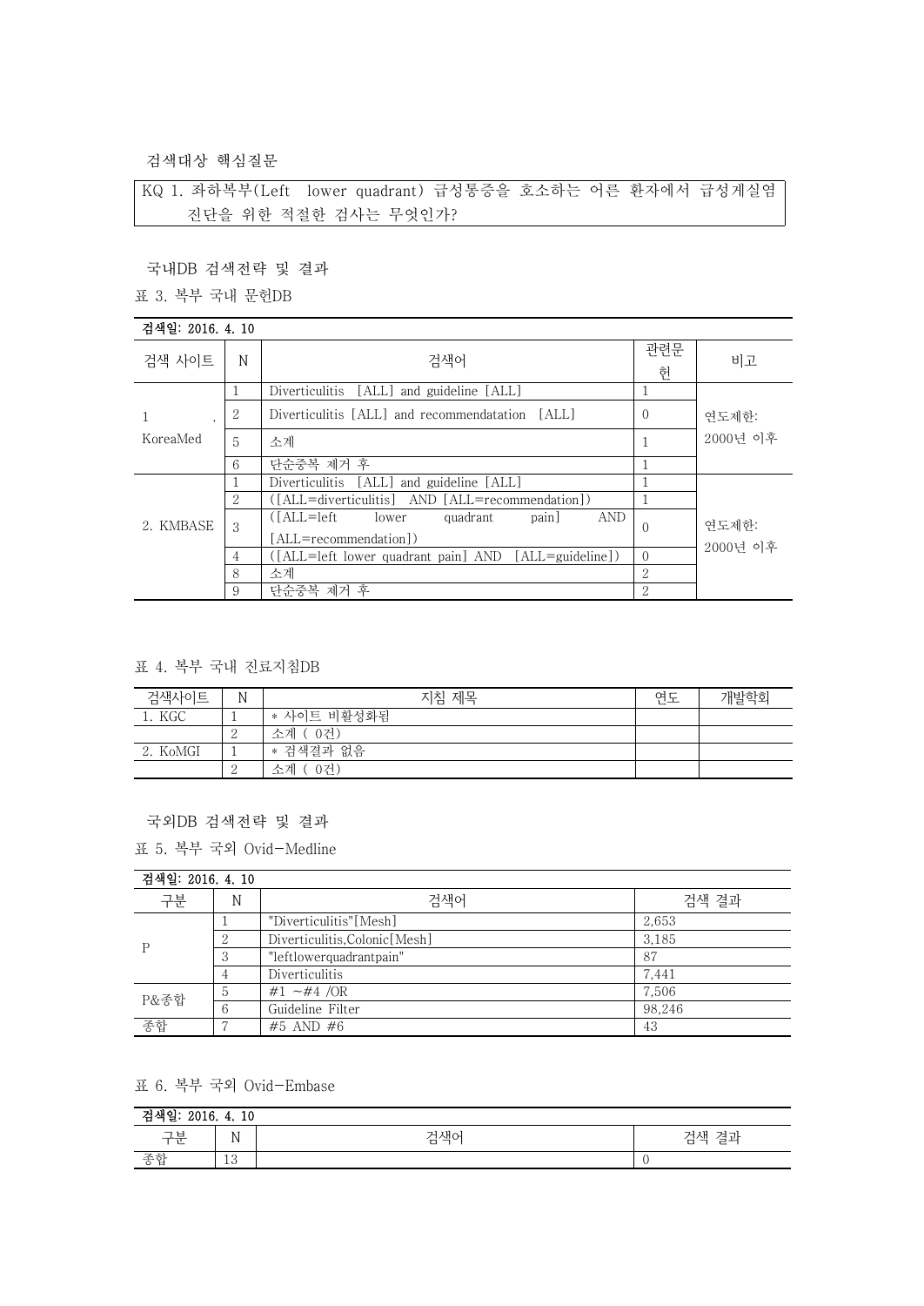검색대상 핵심질문

| KQ 1. 좌하복부(Left lower quadrant) 급성통증을 호소하는 어른 환자에서 급성게실염 진단을 위한 적절한 검사는 무엇인가? |
|---|

국내DB 검색전략 및 결과

표 3. 복부 국내 문헌DB

| 검색일: 2016. 4. 10 | | | | |
|---|---|---|---|---|
| 검색 사이트 | N | 검색어 | 관련문헌 | 비고 |
| 1. KoreaMed | 1 | Diverticulitis [ALL] and guideline [ALL] | 1 | 연도제한: 2000년 이후 |
| | 2 | Diverticulitis [ALL] and recommendatation [ALL] | 0 | |
| | 5 | 소계 | 1 | |
| | 6 | 단순중복 제거 후 | 1 | |
| 2. KMBASE | 1 | Diverticulitis [ALL] and guideline [ALL] | 1 | 연도제한: 2000년 이후 |
| | 2 | ([ALL=diverticulitis] AND [ALL=recommendation]) | 1 | |
| | 3 | ([ALL=left lower quadrant pain] AND [ALL=recommendation]) | 0 | |
| | 4 | ([ALL=left lower quadrant pain] AND [ALL=guideline]) | 0 | |
| | 8 | 소계 | 2 | |
| | 9 | 단순중복 제거 후 | 2 | |

표 4. 복부 국내 진료지침DB

| 검색사이트 | N | 지침 제목 | 연도 | 개발학회 |
|---|---|---|---|---|
| 1. KGC | 1 | * 사이트 비활성화됨 | | |
| | 2 | 소계 ( 0건) | | |
| 2. KoMGI | 1 | * 검색결과 없음 | | |
| | 2 | 소계 ( 0건) | | |

국외DB 검색전략 및 결과

표 5. 복부 국외 Ovid-Medline

| 검색일: 2016. 4. 10 | | | |
|---|---|---|---|
| 구분 | N | 검색어 | 검색 결과 |
| P | 1 | "Diverticulitis"[Mesh] | 2,653 |
| | 2 | Diverticulitis,Colonic[Mesh] | 3,185 |
| | 3 | "leftlowerquadrantpain" | 87 |
| | 4 | Diverticulitis | 7,441 |
| P&종합 | 5 | #1 ~#4 /OR | 7,506 |
| | 6 | Guideline Filter | 98,246 |
| 종합 | 7 | #5 AND #6 | 43 |

표 6. 복부 국외 Ovid-Embase

| 검색일: 2016. 4. 10 | | | |
|---|---|---|---|
| 구분 | N | 검색어 | 검색 결과 |
| 종합 | 13 | | 0 |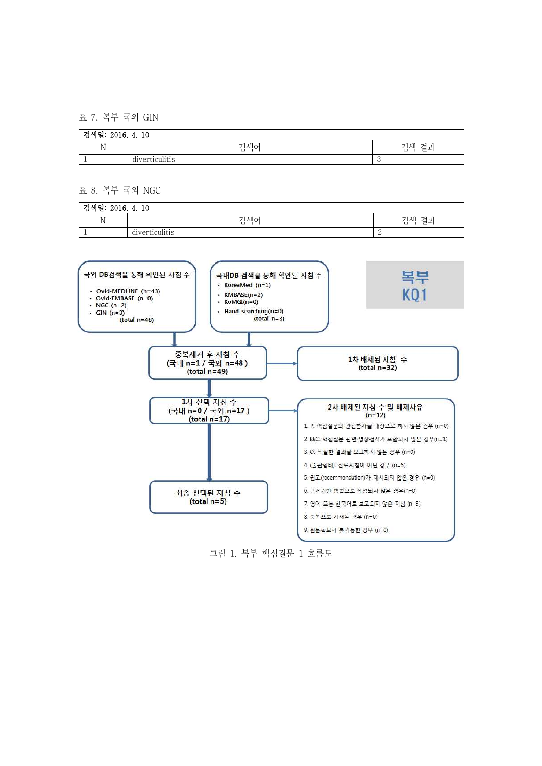표 7. 복부 국외 GIN

| 검색일: 2016. 4. 10 | | |
|---|---|---|
| N | 검색어 | 검색 결과 |
| 1 | diverticulitis | 3 |

표 8. 복부 국외 NGC

| 검색일: 2016. 4. 10 | | |
|---|---|---|
| N | 검색어 | 검색 결과 |
| 1 | diverticulitis | 2 |

복부
KQ1

국외 DB검색을 통해 확인된 지침 수
- Ovid-MEDLINE (n=43)
- Ovid-EMBASE (n=0)
- NGC (n=2)
- GIN (n=3)

(total n=48)

국내DB 검색을 통해 확인된 지침 수
- KoreaMed (n=1)
- KMBASE(n=2)
- KoMGI(n=0)
- Hand searching(n=0)

(total n=3)

중복제거 후 지침 수
(국내 n=1 / 국외 n=48 )
(total n=49)

1차 배제된 지침 수
(total n=32)

1차 선택 지침 수
(국내 n=0 / 국외 n=17 )
(total n=17)

2차 배제된 지침 수 및 배제사유
(n=12)
1. P: 핵심질문의 관심환자를 대상으로 하지 않은 경우 (n=0)
2. I&C: 핵심질문 관련 영상검사가 포함되지 않은 경우(n=1)
3. O: 적절한 결과를 보고하지 않은 경우 (n=0)
4. (출판형태): 진료지침이 아닌 경우 (n=6)
5. 권고(recommendation)가 제시되지 않은 경우 (n=0)
6. 근거기반 방법으로 작성되지 않은 경우(n=0)
7. 영어 또는 한국어로 보고되지 않은 지침 (n=5)
8. 중복으로 게재된 경우 (n=0)
9. 원문확보가 불가능한 경우 (n=0)

최종 선택된 지침 수
(total n=5)

그림 1. 복부 핵심질문 1 흐름도